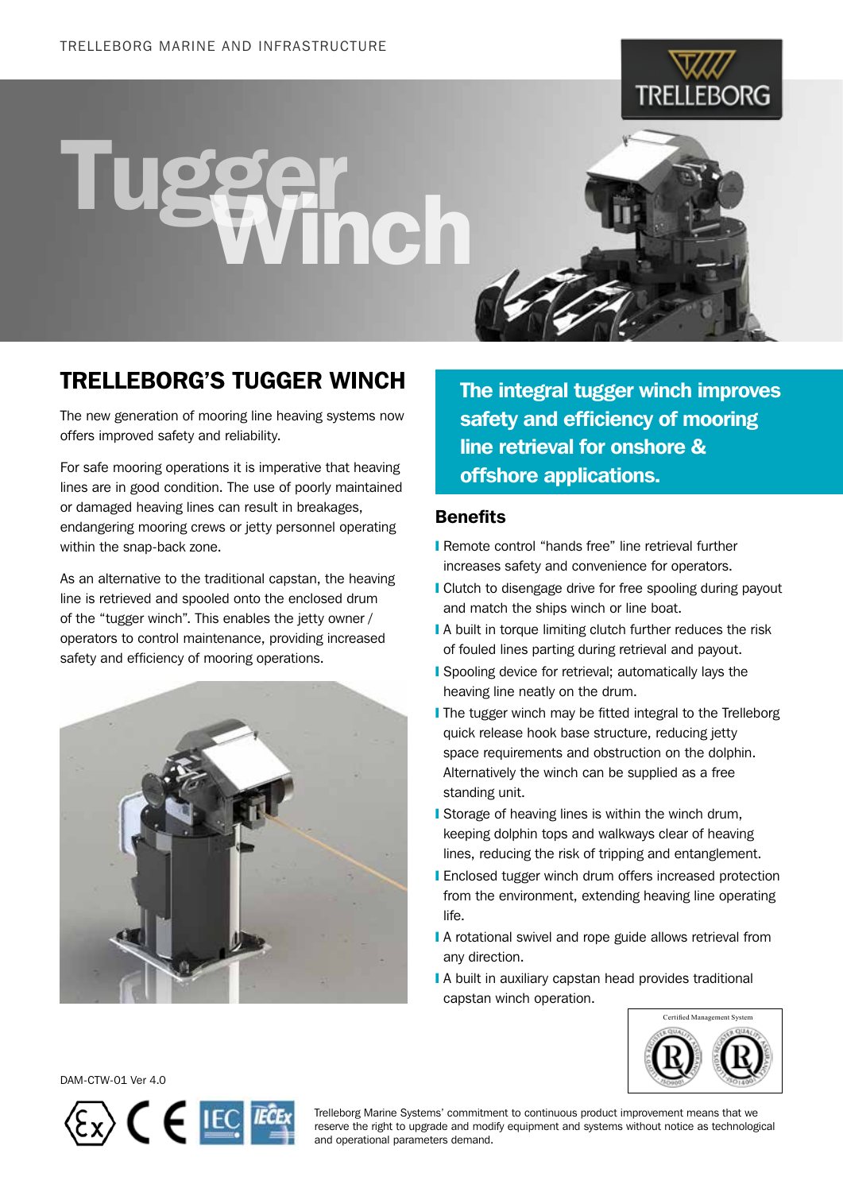TRELLEBORG MARINE AND INFRASTRUCTURE

# Tugger Winch

## TRELLEBORG'S TUGGER WINCH

The new generation of mooring line heaving systems now offers improved safety and reliability.

For safe mooring operations it is imperative that heaving lines are in good condition. The use of poorly maintained or damaged heaving lines can result in breakages, endangering mooring crews or jetty personnel operating within the snap-back zone.

As an alternative to the traditional capstan, the heaving line is retrieved and spooled onto the enclosed drum of the "tugger winch". This enables the jetty owner / operators to control maintenance, providing increased safety and efficiency of mooring operations.

**The integral tugger winch improves safety and efficiency of mooring line retrieval for onshore & offshore applications.**

### Benefits

- Remote control "hands free" line retrieval further increases safety and convenience for operators.
- Clutch to disengage drive for free spooling during payout and match the ships winch or line boat.
- A built in torque limiting clutch further reduces the risk of fouled lines parting during retrieval and payout.
- Spooling device for retrieval; automatically lays the heaving line neatly on the drum.
- The tugger winch may be fitted integral to the Trelleborg quick release hook base structure, reducing jetty space requirements and obstruction on the dolphin. Alternatively the winch can be supplied as a free standing unit.
- Storage of heaving lines is within the winch drum, keeping dolphin tops and walkways clear of heaving lines, reducing the risk of tripping and entanglement.
- Enclosed tugger winch drum offers increased protection from the environment, extending heaving line operating life.
- A rotational swivel and rope guide allows retrieval from any direction.
- A built in auxiliary capstan head provides traditional capstan winch operation.

Certified Management System

DAM-CTW-01 Ver 4.0

Trelleborg Marine Systems' commitment to continuous product improvement means that we reserve the right to upgrade and modify equipment and systems without notice as technological and operational parameters demand.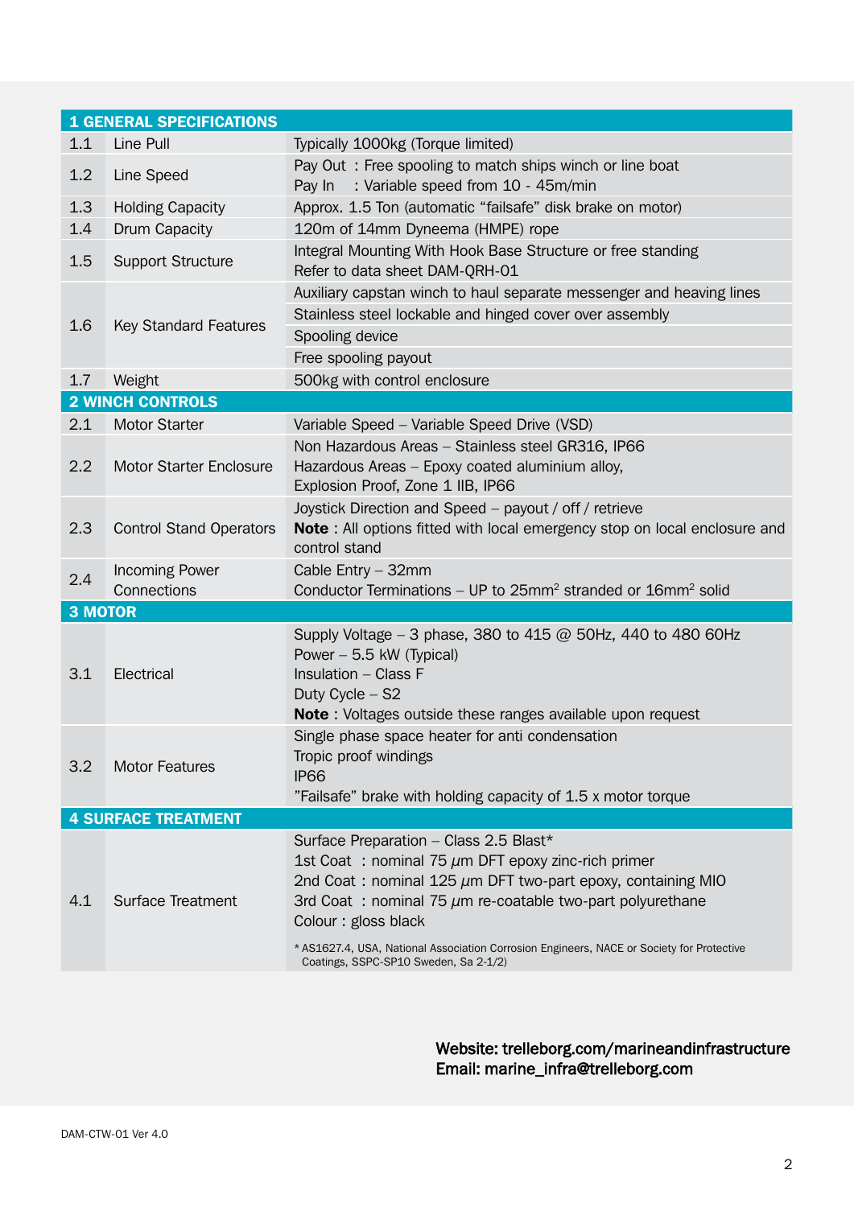| | | |
|---|---|---|
| **1 GENERAL SPECIFICATIONS** | | |
| 1.1 | Line Pull | Typically 1000kg (Torque limited) |
| 1.2 | Line Speed | Pay Out : Free spooling to match ships winch or line boat<br>Pay In : Variable speed from 10 - 45m/min |
| 1.3 | Holding Capacity | Approx. 1.5 Ton (automatic "failsafe" disk brake on motor) |
| 1.4 | Drum Capacity | 120m of 14mm Dyneema (HMPE) rope |
| 1.5 | Support Structure | Integral Mounting With Hook Base Structure or free standing<br>Refer to data sheet DAM-QRH-01 |
| 1.6 | Key Standard Features | Auxiliary capstan winch to haul separate messenger and heaving lines<br>Stainless steel lockable and hinged cover over assembly<br>Spooling device<br>Free spooling payout |
| 1.7 | Weight | 500kg with control enclosure |
| **2 WINCH CONTROLS** | | |
| 2.1 | Motor Starter | Variable Speed – Variable Speed Drive (VSD) |
| 2.2 | Motor Starter Enclosure | Non Hazardous Areas – Stainless steel GR316, IP66<br>Hazardous Areas – Epoxy coated aluminium alloy, Explosion Proof, Zone 1 IIB, IP66 |
| 2.3 | Control Stand Operators | Joystick Direction and Speed – payout / off / retrieve<br>**Note** : All options fitted with local emergency stop on local enclosure and control stand |
| 2.4 | Incoming Power Connections | Cable Entry – 32mm<br>Conductor Terminations – UP to 25mm$^2$ stranded or 16mm$^2$ solid |
| **3 MOTOR** | | |
| 3.1 | Electrical | Supply Voltage – 3 phase, 380 to 415 @ 50Hz, 440 to 480 60Hz<br>Power – 5.5 kW (Typical)<br>Insulation – Class F<br>Duty Cycle – S2<br>**Note** : Voltages outside these ranges available upon request |
| 3.2 | Motor Features | Single phase space heater for anti condensation<br>Tropic proof windings<br>IP66<br>"Failsafe" brake with holding capacity of 1.5 x motor torque |
| **4 SURFACE TREATMENT** | | |
| 4.1 | Surface Treatment | Surface Preparation – Class 2.5 Blast*<br>1st Coat : nominal 75 $\mu$m DFT epoxy zinc-rich primer<br>2nd Coat : nominal 125 $\mu$m DFT two-part epoxy, containing MIO<br>3rd Coat : nominal 75 $\mu$m re-coatable two-part polyurethane<br>Colour : gloss black<br><br>* AS1627.4, USA, National Association Corrosion Engineers, NACE or Society for Protective Coatings, SSPC-SP10 Sweden, Sa 2-1/2) |

**Website: trelleborg.com/marineandinfrastructure**
**Email: marine_infra@trelleborg.com**

DAM-CTW-01 Ver 4.0